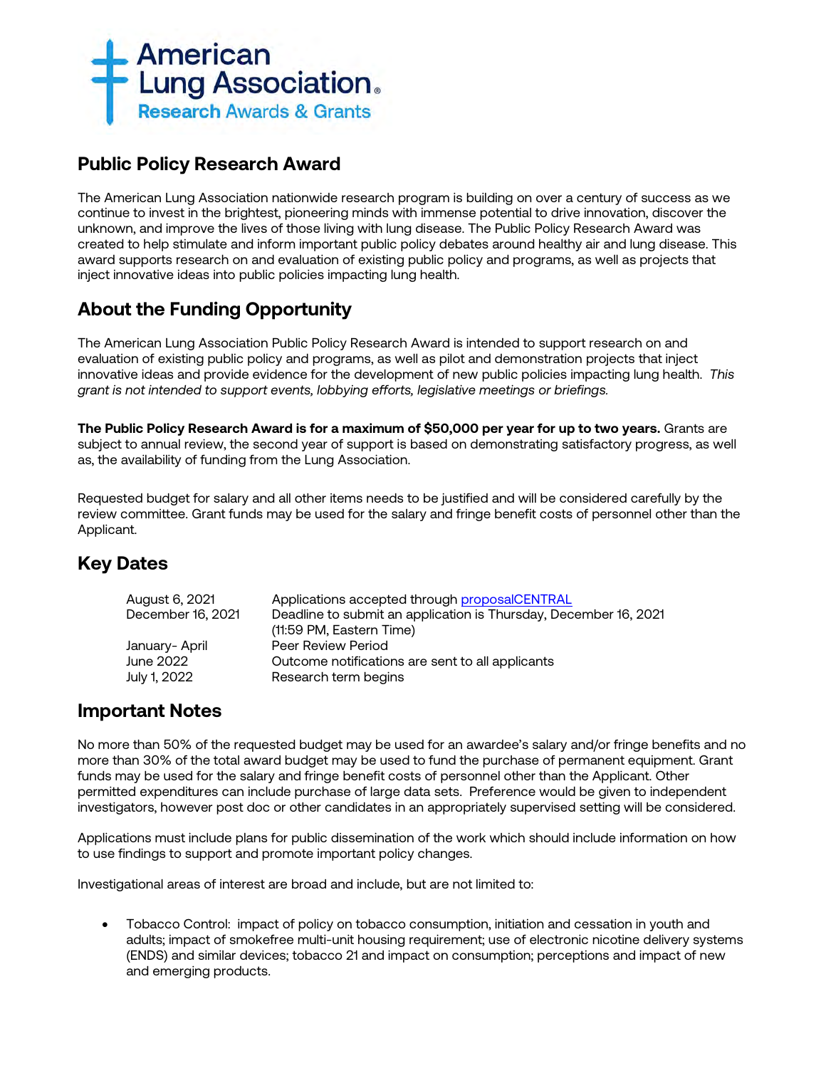American Lung Association.
Research Awards & Grants

## Public Policy Research Award

The American Lung Association nationwide research program is building on over a century of success as we continue to invest in the brightest, pioneering minds with immense potential to drive innovation, discover the unknown, and improve the lives of those living with lung disease. The Public Policy Research Award was created to help stimulate and inform important public policy debates around healthy air and lung disease. This award supports research on and evaluation of existing public policy and programs, as well as projects that inject innovative ideas into public policies impacting lung health.

## About the Funding Opportunity

The American Lung Association Public Policy Research Award is intended to support research on and evaluation of existing public policy and programs, as well as pilot and demonstration projects that inject innovative ideas and provide evidence for the development of new public policies impacting lung health. *This grant is not intended to support events, lobbying efforts, legislative meetings or briefings.*

**The Public Policy Research Award is for a maximum of $50,000 per year for up to two years.** Grants are subject to annual review, the second year of support is based on demonstrating satisfactory progress, as well as, the availability of funding from the Lung Association.

Requested budget for salary and all other items needs to be justified and will be considered carefully by the review committee. Grant funds may be used for the salary and fringe benefit costs of personnel other than the Applicant.

## Key Dates

| | |
|---|---|
| August 6, 2021 | Applications accepted through proposalCENTRAL |
| December 16, 2021 | Deadline to submit an application is Thursday, December 16, 2021 (11:59 PM, Eastern Time) |
| January- April | Peer Review Period |
| June 2022 | Outcome notifications are sent to all applicants |
| July 1, 2022 | Research term begins |

## Important Notes

No more than 50% of the requested budget may be used for an awardee's salary and/or fringe benefits and no more than 30% of the total award budget may be used to fund the purchase of permanent equipment. Grant funds may be used for the salary and fringe benefit costs of personnel other than the Applicant. Other permitted expenditures can include purchase of large data sets. Preference would be given to independent investigators, however post doc or other candidates in an appropriately supervised setting will be considered.

Applications must include plans for public dissemination of the work which should include information on how to use findings to support and promote important policy changes.

Investigational areas of interest are broad and include, but are not limited to:

- Tobacco Control: impact of policy on tobacco consumption, initiation and cessation in youth and adults; impact of smokefree multi-unit housing requirement; use of electronic nicotine delivery systems (ENDS) and similar devices; tobacco 21 and impact on consumption; perceptions and impact of new and emerging products.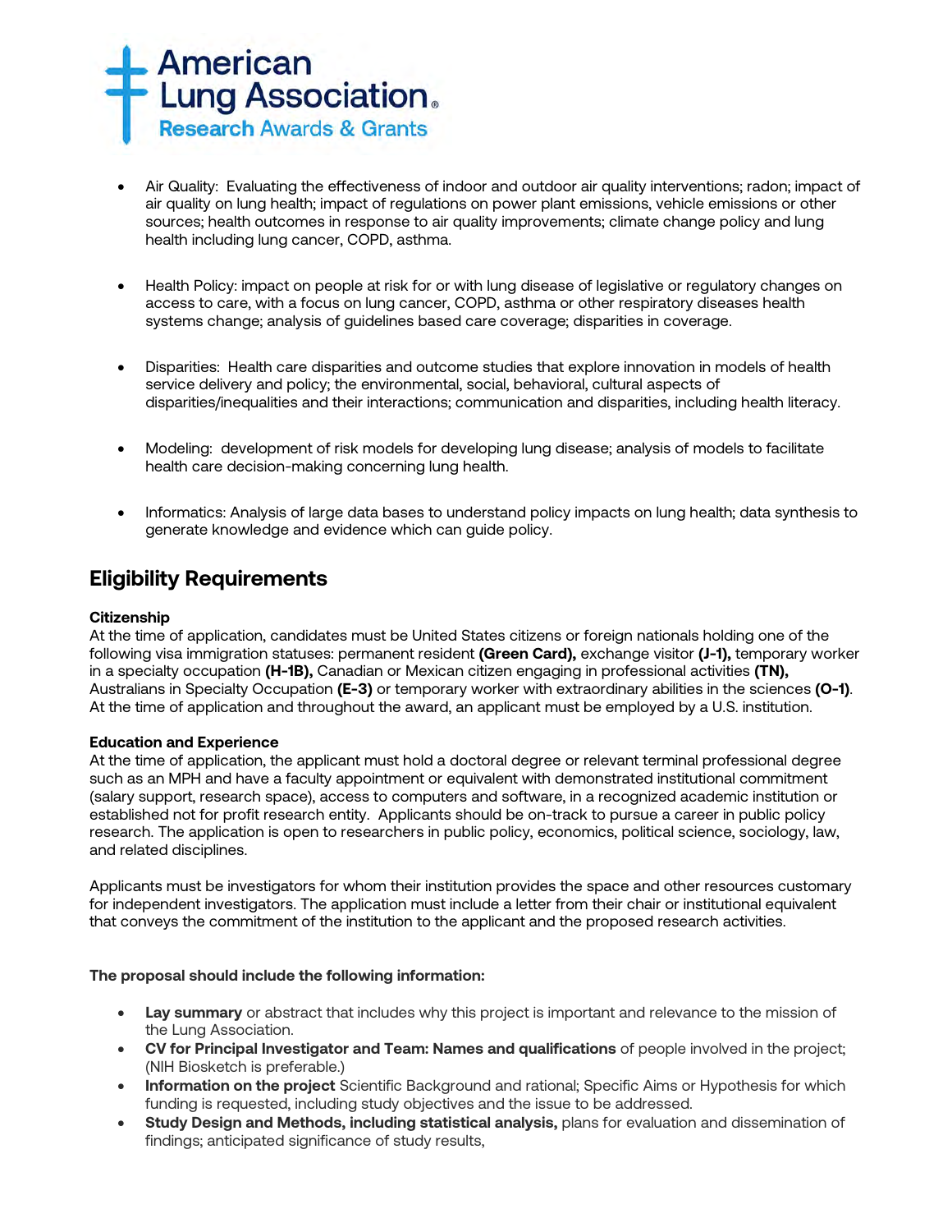- Air Quality: Evaluating the effectiveness of indoor and outdoor air quality interventions; radon; impact of air quality on lung health; impact of regulations on power plant emissions, vehicle emissions or other sources; health outcomes in response to air quality improvements; climate change policy and lung health including lung cancer, COPD, asthma.

- Health Policy: impact on people at risk for or with lung disease of legislative or regulatory changes on access to care, with a focus on lung cancer, COPD, asthma or other respiratory diseases health systems change; analysis of guidelines based care coverage; disparities in coverage.

- Disparities: Health care disparities and outcome studies that explore innovation in models of health service delivery and policy; the environmental, social, behavioral, cultural aspects of disparities/inequalities and their interactions; communication and disparities, including health literacy.

- Modeling: development of risk models for developing lung disease; analysis of models to facilitate health care decision-making concerning lung health.

- Informatics: Analysis of large data bases to understand policy impacts on lung health; data synthesis to generate knowledge and evidence which can guide policy.

## Eligibility Requirements

**Citizenship**
At the time of application, candidates must be United States citizens or foreign nationals holding one of the following visa immigration statuses: permanent resident **(Green Card),** exchange visitor **(J-1),** temporary worker in a specialty occupation **(H-1B),** Canadian or Mexican citizen engaging in professional activities **(TN),** Australians in Specialty Occupation **(E-3)** or temporary worker with extraordinary abilities in the sciences **(O-1)**. At the time of application and throughout the award, an applicant must be employed by a U.S. institution.

**Education and Experience**
At the time of application, the applicant must hold a doctoral degree or relevant terminal professional degree such as an MPH and have a faculty appointment or equivalent with demonstrated institutional commitment (salary support, research space), access to computers and software, in a recognized academic institution or established not for profit research entity. Applicants should be on-track to pursue a career in public policy research. The application is open to researchers in public policy, economics, political science, sociology, law, and related disciplines.

Applicants must be investigators for whom their institution provides the space and other resources customary for independent investigators. The application must include a letter from their chair or institutional equivalent that conveys the commitment of the institution to the applicant and the proposed research activities.

**The proposal should include the following information:**

- **Lay summary** or abstract that includes why this project is important and relevance to the mission of the Lung Association.
- **CV for Principal Investigator and Team: Names and qualifications** of people involved in the project; (NIH Biosketch is preferable.)
- **Information on the project** Scientific Background and rational; Specific Aims or Hypothesis for which funding is requested, including study objectives and the issue to be addressed.
- **Study Design and Methods, including statistical analysis,** plans for evaluation and dissemination of findings; anticipated significance of study results,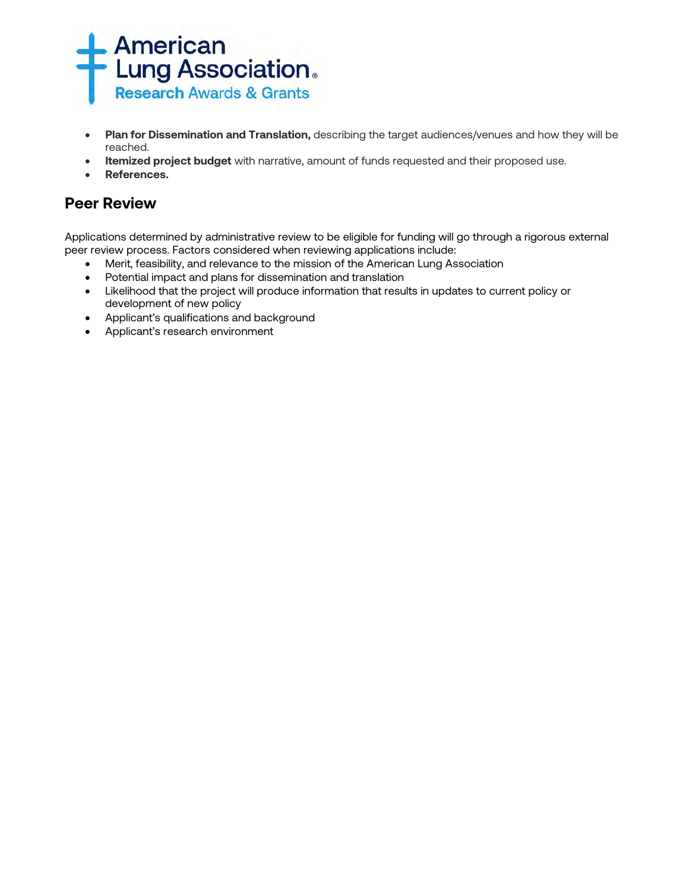- **Plan for Dissemination and Translation,** describing the target audiences/venues and how they will be reached.
- **Itemized project budget** with narrative, amount of funds requested and their proposed use.
- **References.**

## Peer Review

Applications determined by administrative review to be eligible for funding will go through a rigorous external peer review process. Factors considered when reviewing applications include:

- Merit, feasibility, and relevance to the mission of the American Lung Association
- Potential impact and plans for dissemination and translation
- Likelihood that the project will produce information that results in updates to current policy or development of new policy
- Applicant's qualifications and background
- Applicant's research environment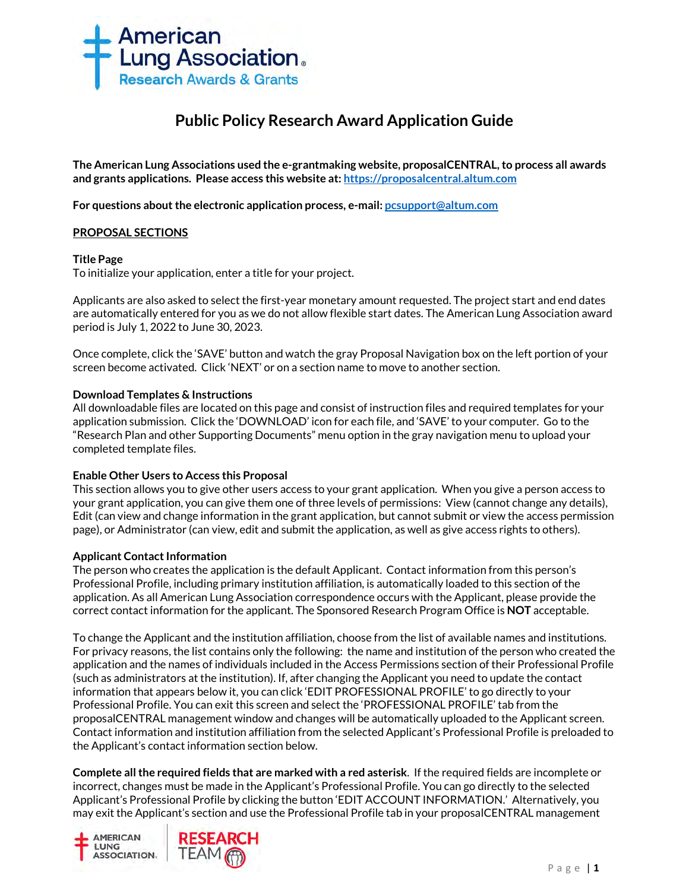# Public Policy Research Award Application Guide

**The American Lung Associations used the e-grantmaking website, proposalCENTRAL, to process all awards and grants applications. Please access this website at: [https://proposalcentral.altum.com](https://proposalcentral.altum.com)**

**For questions about the electronic application process, e-mail: [pcsupport@altum.com](mailto:pcsupport@altum.com)**

## PROPOSAL SECTIONS

**Title Page**

To initialize your application, enter a title for your project.

Applicants are also asked to select the first-year monetary amount requested. The project start and end dates are automatically entered for you as we do not allow flexible start dates. The American Lung Association award period is July 1, 2022 to June 30, 2023.

Once complete, click the 'SAVE' button and watch the gray Proposal Navigation box on the left portion of your screen become activated. Click 'NEXT' or on a section name to move to another section.

**Download Templates & Instructions**

All downloadable files are located on this page and consist of instruction files and required templates for your application submission. Click the 'DOWNLOAD' icon for each file, and 'SAVE' to your computer. Go to the "Research Plan and other Supporting Documents" menu option in the gray navigation menu to upload your completed template files.

**Enable Other Users to Access this Proposal**

This section allows you to give other users access to your grant application. When you give a person access to your grant application, you can give them one of three levels of permissions: View (cannot change any details), Edit (can view and change information in the grant application, but cannot submit or view the access permission page), or Administrator (can view, edit and submit the application, as well as give access rights to others).

**Applicant Contact Information**

The person who creates the application is the default Applicant. Contact information from this person's Professional Profile, including primary institution affiliation, is automatically loaded to this section of the application. As all American Lung Association correspondence occurs with the Applicant, please provide the correct contact information for the applicant. The Sponsored Research Program Office is **NOT** acceptable.

To change the Applicant and the institution affiliation, choose from the list of available names and institutions. For privacy reasons, the list contains only the following: the name and institution of the person who created the application and the names of individuals included in the Access Permissions section of their Professional Profile (such as administrators at the institution). If, after changing the Applicant you need to update the contact information that appears below it, you can click 'EDIT PROFESSIONAL PROFILE' to go directly to your Professional Profile. You can exit this screen and select the 'PROFESSIONAL PROFILE' tab from the proposalCENTRAL management window and changes will be automatically uploaded to the Applicant screen. Contact information and institution affiliation from the selected Applicant's Professional Profile is preloaded to the Applicant's contact information section below.

**Complete all the required fields that are marked with a red asterisk**. If the required fields are incomplete or incorrect, changes must be made in the Applicant's Professional Profile. You can go directly to the selected Applicant's Professional Profile by clicking the button 'EDIT ACCOUNT INFORMATION.' Alternatively, you may exit the Applicant's section and use the Professional Profile tab in your proposalCENTRAL management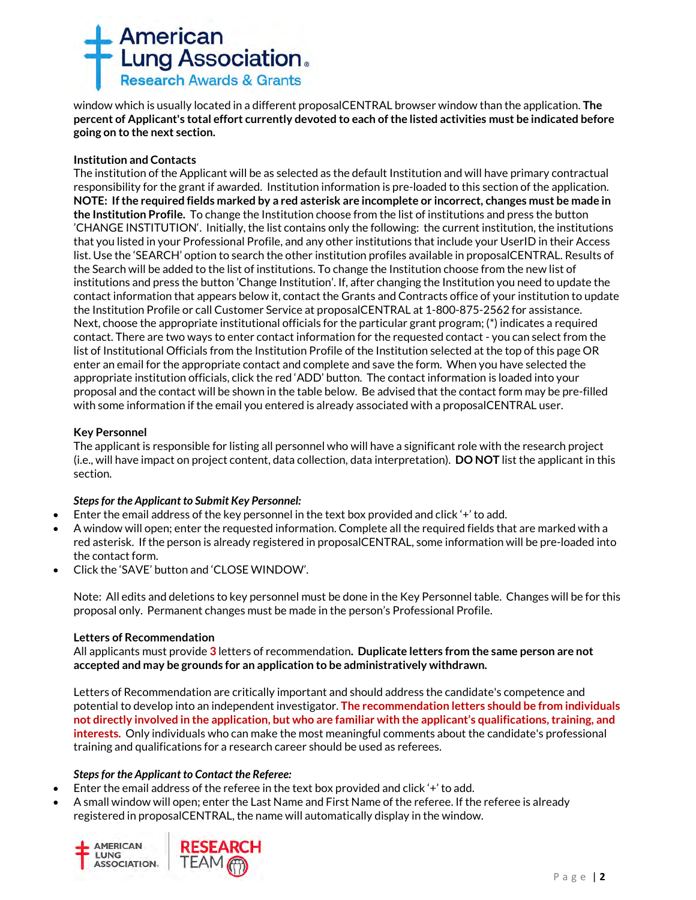window which is usually located in a different proposalCENTRAL browser window than the application. **The percent of Applicant's total effort currently devoted to each of the listed activities must be indicated before going on to the next section.**

**Institution and Contacts**

The institution of the Applicant will be as selected as the default Institution and will have primary contractual responsibility for the grant if awarded. Institution information is pre-loaded to this section of the application. **NOTE: If the required fields marked by a red asterisk are incomplete or incorrect, changes must be made in the Institution Profile.** To change the Institution choose from the list of institutions and press the button 'CHANGE INSTITUTION'. Initially, the list contains only the following: the current institution, the institutions that you listed in your Professional Profile, and any other institutions that include your UserID in their Access list. Use the 'SEARCH' option to search the other institution profiles available in proposalCENTRAL. Results of the Search will be added to the list of institutions. To change the Institution choose from the new list of institutions and press the button 'Change Institution'. If, after changing the Institution you need to update the contact information that appears below it, contact the Grants and Contracts office of your institution to update the Institution Profile or call Customer Service at proposalCENTRAL at 1-800-875-2562 for assistance. Next, choose the appropriate institutional officials for the particular grant program; (*) indicates a required contact. There are two ways to enter contact information for the requested contact - you can select from the list of Institutional Officials from the Institution Profile of the Institution selected at the top of this page OR enter an email for the appropriate contact and complete and save the form. When you have selected the appropriate institution officials, click the red 'ADD' button. The contact information is loaded into your proposal and the contact will be shown in the table below. Be advised that the contact form may be pre-filled with some information if the email you entered is already associated with a proposalCENTRAL user.

**Key Personnel**

The applicant is responsible for listing all personnel who will have a significant role with the research project (i.e., will have impact on project content, data collection, data interpretation). **DO NOT** list the applicant in this section.

***Steps for the Applicant to Submit Key Personnel:***

- Enter the email address of the key personnel in the text box provided and click '+' to add.
- A window will open; enter the requested information. Complete all the required fields that are marked with a red asterisk. If the person is already registered in proposalCENTRAL, some information will be pre-loaded into the contact form.
- Click the 'SAVE' button and 'CLOSE WINDOW'.

Note: All edits and deletions to key personnel must be done in the Key Personnel table. Changes will be for this proposal only. Permanent changes must be made in the person's Professional Profile.

**Letters of Recommendation**

All applicants must provide **3** letters of recommendation**. Duplicate letters from the same person are not accepted and may be grounds for an application to be administratively withdrawn.**

Letters of Recommendation are critically important and should address the candidate's competence and potential to develop into an independent investigator. **The recommendation letters should be from individuals not directly involved in the application, but who are familiar with the applicant's qualifications, training, and interests.** Only individuals who can make the most meaningful comments about the candidate's professional training and qualifications for a research career should be used as referees.

***Steps for the Applicant to Contact the Referee:***

- Enter the email address of the referee in the text box provided and click '+' to add.
- A small window will open; enter the Last Name and First Name of the referee. If the referee is already registered in proposalCENTRAL, the name will automatically display in the window.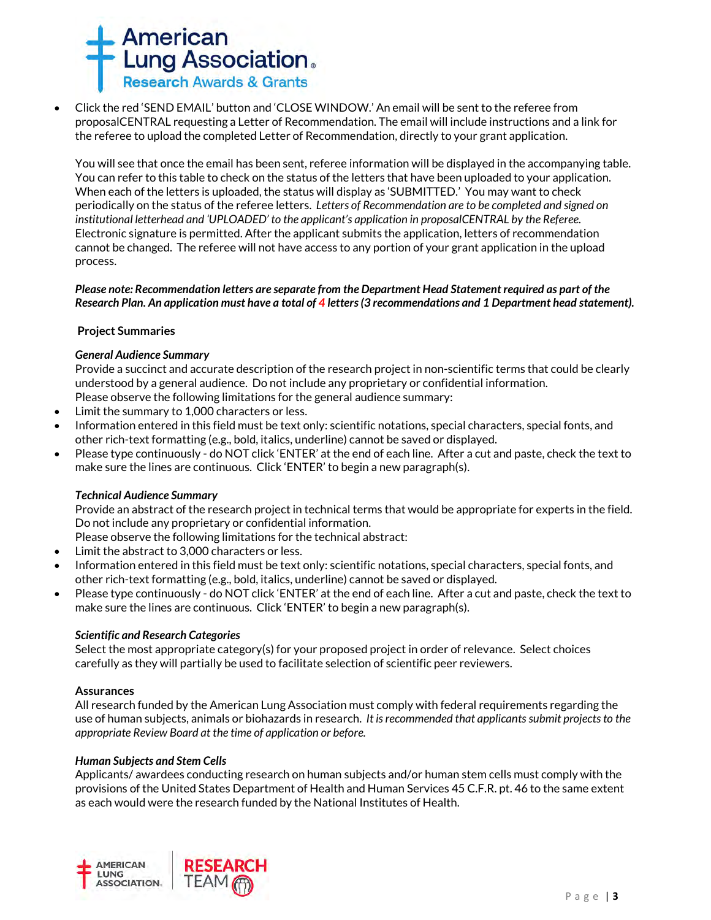- Click the red 'SEND EMAIL' button and 'CLOSE WINDOW.' An email will be sent to the referee from proposalCENTRAL requesting a Letter of Recommendation. The email will include instructions and a link for the referee to upload the completed Letter of Recommendation, directly to your grant application.

  You will see that once the email has been sent, referee information will be displayed in the accompanying table. You can refer to this table to check on the status of the letters that have been uploaded to your application. When each of the letters is uploaded, the status will display as 'SUBMITTED.' You may want to check periodically on the status of the referee letters. *Letters of Recommendation are to be completed and signed on institutional letterhead and 'UPLOADED' to the applicant's application in proposalCENTRAL by the Referee.* Electronic signature is permitted. After the applicant submits the application, letters of recommendation cannot be changed. The referee will not have access to any portion of your grant application in the upload process.

  ***Please note: Recommendation letters are separate from the Department Head Statement required as part of the Research Plan. An application must have a total of 4 letters (3 recommendations and 1 Department head statement).***

**Project Summaries**

***General Audience Summary***

Provide a succinct and accurate description of the research project in non-scientific terms that could be clearly understood by a general audience. Do not include any proprietary or confidential information.

Please observe the following limitations for the general audience summary:

- Limit the summary to 1,000 characters or less.
- Information entered in this field must be text only: scientific notations, special characters, special fonts, and other rich-text formatting (e.g., bold, italics, underline) cannot be saved or displayed.
- Please type continuously - do NOT click 'ENTER' at the end of each line. After a cut and paste, check the text to make sure the lines are continuous. Click 'ENTER' to begin a new paragraph(s).

***Technical Audience Summary***

Provide an abstract of the research project in technical terms that would be appropriate for experts in the field. Do not include any proprietary or confidential information.

Please observe the following limitations for the technical abstract:

- Limit the abstract to 3,000 characters or less.
- Information entered in this field must be text only: scientific notations, special characters, special fonts, and other rich-text formatting (e.g., bold, italics, underline) cannot be saved or displayed.
- Please type continuously - do NOT click 'ENTER' at the end of each line. After a cut and paste, check the text to make sure the lines are continuous. Click 'ENTER' to begin a new paragraph(s).

***Scientific and Research Categories***

Select the most appropriate category(s) for your proposed project in order of relevance. Select choices carefully as they will partially be used to facilitate selection of scientific peer reviewers.

**Assurances**

All research funded by the American Lung Association must comply with federal requirements regarding the use of human subjects, animals or biohazards in research. *It is recommended that applicants submit projects to the appropriate Review Board at the time of application or before.*

***Human Subjects and Stem Cells***

Applicants/ awardees conducting research on human subjects and/or human stem cells must comply with the provisions of the United States Department of Health and Human Services 45 C.F.R. pt. 46 to the same extent as each would were the research funded by the National Institutes of Health.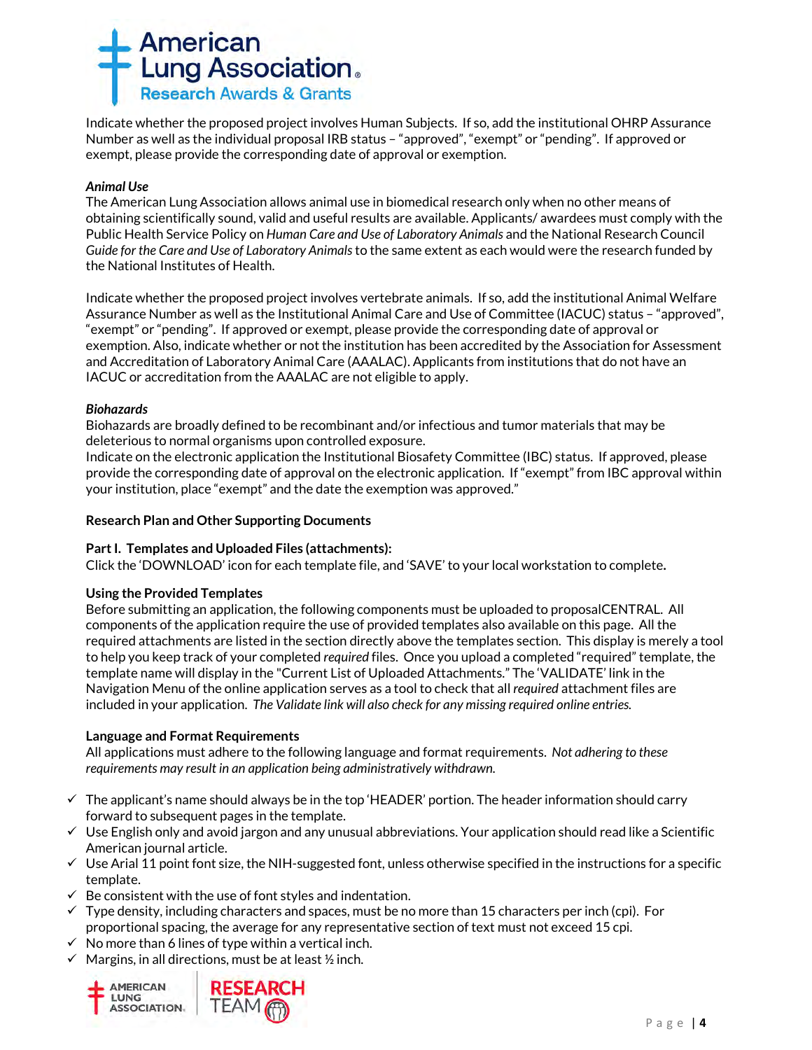Indicate whether the proposed project involves Human Subjects. If so, add the institutional OHRP Assurance Number as well as the individual proposal IRB status – "approved", "exempt" or "pending". If approved or exempt, please provide the corresponding date of approval or exemption.

***Animal Use***

The American Lung Association allows animal use in biomedical research only when no other means of obtaining scientifically sound, valid and useful results are available. Applicants/ awardees must comply with the Public Health Service Policy on *Human Care and Use of Laboratory Animals* and the National Research Council *Guide for the Care and Use of Laboratory Animals* to the same extent as each would were the research funded by the National Institutes of Health.

Indicate whether the proposed project involves vertebrate animals. If so, add the institutional Animal Welfare Assurance Number as well as the Institutional Animal Care and Use of Committee (IACUC) status – "approved", "exempt" or "pending". If approved or exempt, please provide the corresponding date of approval or exemption. Also, indicate whether or not the institution has been accredited by the Association for Assessment and Accreditation of Laboratory Animal Care (AAALAC). Applicants from institutions that do not have an IACUC or accreditation from the AAALAC are not eligible to apply.

***Biohazards***

Biohazards are broadly defined to be recombinant and/or infectious and tumor materials that may be deleterious to normal organisms upon controlled exposure.
Indicate on the electronic application the Institutional Biosafety Committee (IBC) status. If approved, please provide the corresponding date of approval on the electronic application. If "exempt" from IBC approval within your institution, place "exempt" and the date the exemption was approved."

**Research Plan and Other Supporting Documents**

**Part I. Templates and Uploaded Files (attachments):**

Click the 'DOWNLOAD' icon for each template file, and 'SAVE' to your local workstation to complete**.**

**Using the Provided Templates**

Before submitting an application, the following components must be uploaded to proposalCENTRAL. All components of the application require the use of provided templates also available on this page. All the required attachments are listed in the section directly above the templates section. This display is merely a tool to help you keep track of your completed *required* files. Once you upload a completed "required" template, the template name will display in the "Current List of Uploaded Attachments." The 'VALIDATE' link in the Navigation Menu of the online application serves as a tool to check that all *required* attachment files are included in your application. *The Validate link will also check for any missing required online entries.*

**Language and Format Requirements**

All applications must adhere to the following language and format requirements. *Not adhering to these requirements may result in an application being administratively withdrawn.*

- ✓ The applicant's name should always be in the top 'HEADER' portion. The header information should carry forward to subsequent pages in the template.
- ✓ Use English only and avoid jargon and any unusual abbreviations. Your application should read like a Scientific American journal article.
- ✓ Use Arial 11 point font size, the NIH-suggested font, unless otherwise specified in the instructions for a specific template.
- ✓ Be consistent with the use of font styles and indentation.
- ✓ Type density, including characters and spaces, must be no more than 15 characters per inch (cpi). For proportional spacing, the average for any representative section of text must not exceed 15 cpi.
- ✓ No more than 6 lines of type within a vertical inch.
- ✓ Margins, in all directions, must be at least ½ inch.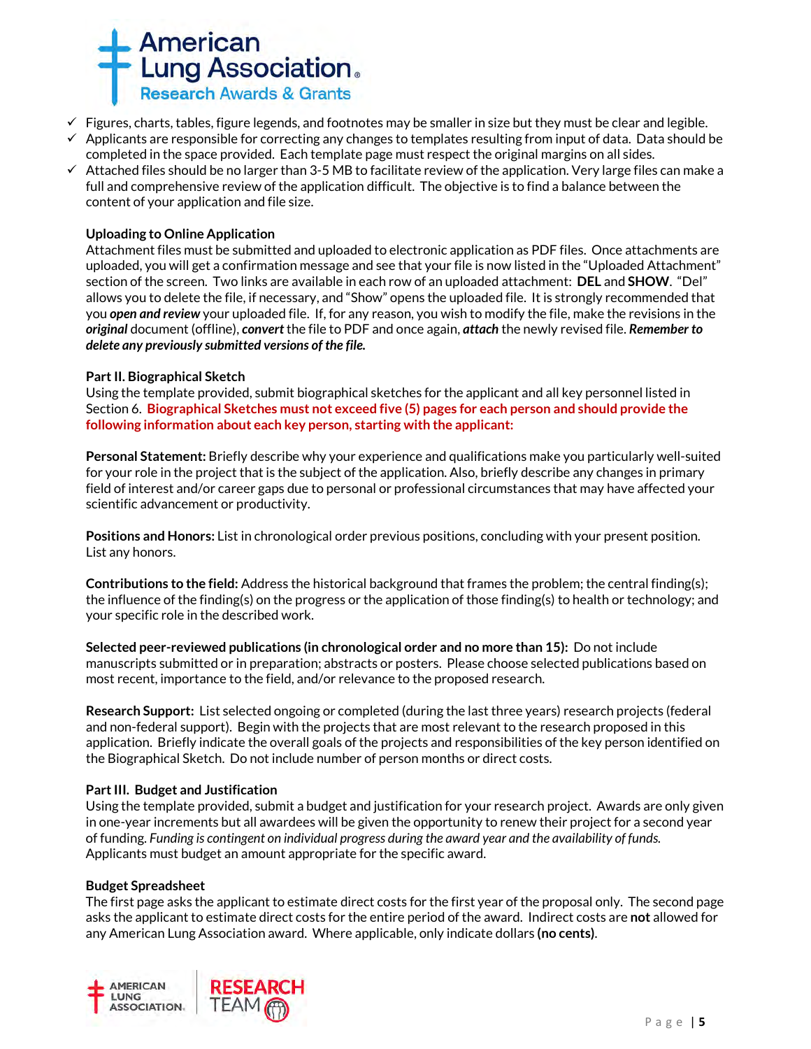- ✓ Figures, charts, tables, figure legends, and footnotes may be smaller in size but they must be clear and legible.
- ✓ Applicants are responsible for correcting any changes to templates resulting from input of data. Data should be completed in the space provided. Each template page must respect the original margins on all sides.
- ✓ Attached files should be no larger than 3-5 MB to facilitate review of the application. Very large files can make a full and comprehensive review of the application difficult. The objective is to find a balance between the content of your application and file size.

**Uploading to Online Application**

Attachment files must be submitted and uploaded to electronic application as PDF files. Once attachments are uploaded, you will get a confirmation message and see that your file is now listed in the "Uploaded Attachment" section of the screen. Two links are available in each row of an uploaded attachment: **DEL** and **SHOW**. "Del" allows you to delete the file, if necessary, and "Show" opens the uploaded file. It is strongly recommended that you ***open and review*** your uploaded file. If, for any reason, you wish to modify the file, make the revisions in the ***original*** document (offline), ***convert*** the file to PDF and once again, ***attach*** the newly revised file. ***Remember to delete any previously submitted versions of the file.***

**Part II. Biographical Sketch**

Using the template provided, submit biographical sketches for the applicant and all key personnel listed in Section 6. **Biographical Sketches must not exceed five (5) pages for each person and should provide the following information about each key person, starting with the applicant:**

**Personal Statement:** Briefly describe why your experience and qualifications make you particularly well-suited for your role in the project that is the subject of the application. Also, briefly describe any changes in primary field of interest and/or career gaps due to personal or professional circumstances that may have affected your scientific advancement or productivity.

**Positions and Honors:** List in chronological order previous positions, concluding with your present position. List any honors.

**Contributions to the field:** Address the historical background that frames the problem; the central finding(s); the influence of the finding(s) on the progress or the application of those finding(s) to health or technology; and your specific role in the described work.

**Selected peer-reviewed publications (in chronological order and no more than 15):** Do not include manuscripts submitted or in preparation; abstracts or posters. Please choose selected publications based on most recent, importance to the field, and/or relevance to the proposed research.

**Research Support:** List selected ongoing or completed (during the last three years) research projects (federal and non-federal support). Begin with the projects that are most relevant to the research proposed in this application. Briefly indicate the overall goals of the projects and responsibilities of the key person identified on the Biographical Sketch. Do not include number of person months or direct costs.

**Part III. Budget and Justification**

Using the template provided, submit a budget and justification for your research project. Awards are only given in one-year increments but all awardees will be given the opportunity to renew their project for a second year of funding. *Funding is contingent on individual progress during the award year and the availability of funds.* Applicants must budget an amount appropriate for the specific award.

**Budget Spreadsheet**

The first page asks the applicant to estimate direct costs for the first year of the proposal only. The second page asks the applicant to estimate direct costs for the entire period of the award. Indirect costs are **not** allowed for any American Lung Association award. Where applicable, only indicate dollars **(no cents)**.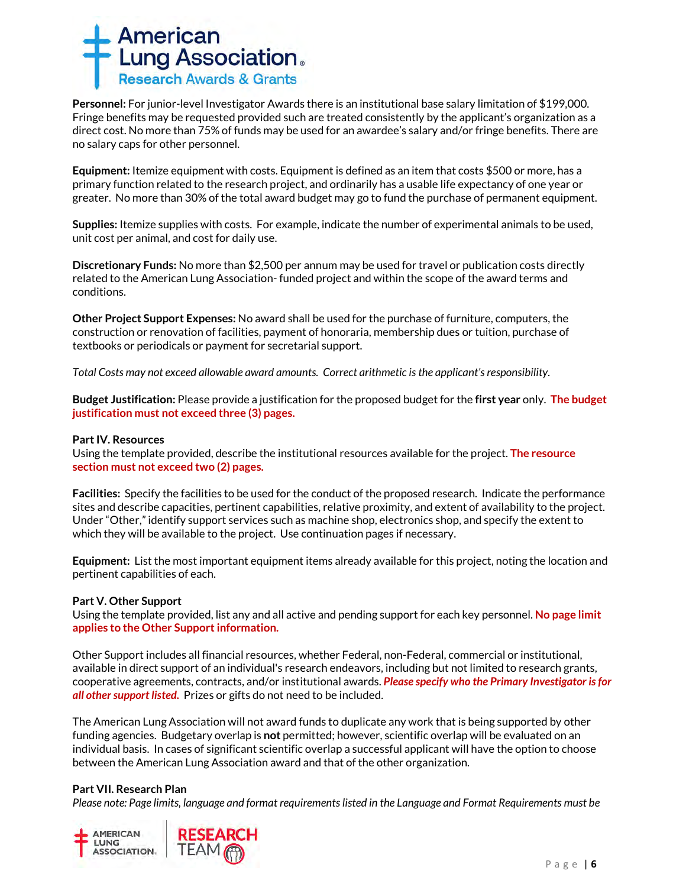**Personnel:** For junior-level Investigator Awards there is an institutional base salary limitation of $199,000. Fringe benefits may be requested provided such are treated consistently by the applicant's organization as a direct cost. No more than 75% of funds may be used for an awardee's salary and/or fringe benefits. There are no salary caps for other personnel.

**Equipment:** Itemize equipment with costs. Equipment is defined as an item that costs $500 or more, has a primary function related to the research project, and ordinarily has a usable life expectancy of one year or greater. No more than 30% of the total award budget may go to fund the purchase of permanent equipment.

**Supplies:** Itemize supplies with costs. For example, indicate the number of experimental animals to be used, unit cost per animal, and cost for daily use.

**Discretionary Funds:** No more than $2,500 per annum may be used for travel or publication costs directly related to the American Lung Association- funded project and within the scope of the award terms and conditions.

**Other Project Support Expenses:** No award shall be used for the purchase of furniture, computers, the construction or renovation of facilities, payment of honoraria, membership dues or tuition, purchase of textbooks or periodicals or payment for secretarial support.

*Total Costs may not exceed allowable award amounts. Correct arithmetic is the applicant's responsibility.*

**Budget Justification:** Please provide a justification for the proposed budget for the **first year** only. **The budget justification must not exceed three (3) pages.**

### Part IV. Resources

Using the template provided, describe the institutional resources available for the project. **The resource section must not exceed two (2) pages.**

**Facilities:** Specify the facilities to be used for the conduct of the proposed research. Indicate the performance sites and describe capacities, pertinent capabilities, relative proximity, and extent of availability to the project. Under "Other," identify support services such as machine shop, electronics shop, and specify the extent to which they will be available to the project. Use continuation pages if necessary.

**Equipment:** List the most important equipment items already available for this project, noting the location and pertinent capabilities of each.

### Part V. Other Support

Using the template provided, list any and all active and pending support for each key personnel. **No page limit applies to the Other Support information.**

Other Support includes all financial resources, whether Federal, non-Federal, commercial or institutional, available in direct support of an individual's research endeavors, including but not limited to research grants, cooperative agreements, contracts, and/or institutional awards. ***Please specify who the Primary Investigator is for all other support listed.*** Prizes or gifts do not need to be included.

The American Lung Association will not award funds to duplicate any work that is being supported by other funding agencies. Budgetary overlap is **not** permitted; however, scientific overlap will be evaluated on an individual basis. In cases of significant scientific overlap a successful applicant will have the option to choose between the American Lung Association award and that of the other organization.

### Part VII. Research Plan

*Please note: Page limits, language and format requirements listed in the Language and Format Requirements must be*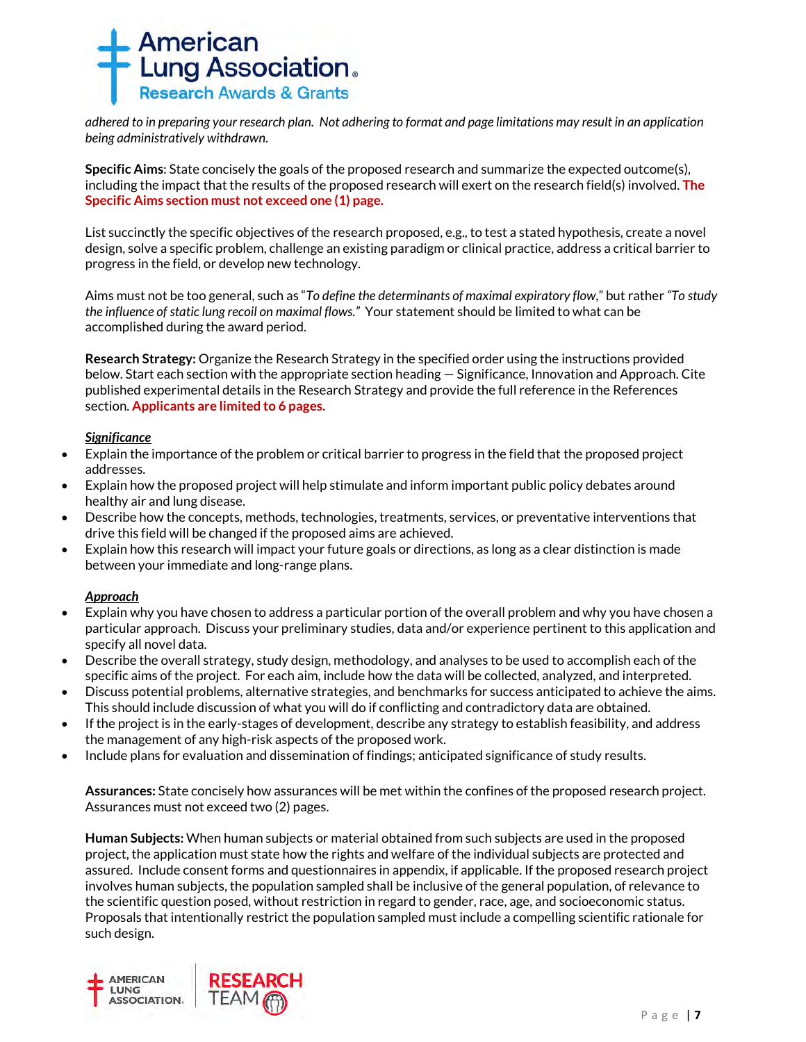*adhered to in preparing your research plan. Not adhering to format and page limitations may result in an application being administratively withdrawn.*

**Specific Aims**: State concisely the goals of the proposed research and summarize the expected outcome(s), including the impact that the results of the proposed research will exert on the research field(s) involved. **The Specific Aims section must not exceed one (1) page.**

List succinctly the specific objectives of the research proposed, e.g., to test a stated hypothesis, create a novel design, solve a specific problem, challenge an existing paradigm or clinical practice, address a critical barrier to progress in the field, or develop new technology.

Aims must not be too general, such as "*To define the determinants of maximal expiratory flow*," but rather *"To study the influence of static lung recoil on maximal flows."* Your statement should be limited to what can be accomplished during the award period.

**Research Strategy:** Organize the Research Strategy in the specified order using the instructions provided below. Start each section with the appropriate section heading — Significance, Innovation and Approach. Cite published experimental details in the Research Strategy and provide the full reference in the References section. **Applicants are limited to 6 pages.**

***Significance***

- Explain the importance of the problem or critical barrier to progress in the field that the proposed project addresses.
- Explain how the proposed project will help stimulate and inform important public policy debates around healthy air and lung disease.
- Describe how the concepts, methods, technologies, treatments, services, or preventative interventions that drive this field will be changed if the proposed aims are achieved.
- Explain how this research will impact your future goals or directions, as long as a clear distinction is made between your immediate and long-range plans.

***Approach***

- Explain why you have chosen to address a particular portion of the overall problem and why you have chosen a particular approach. Discuss your preliminary studies, data and/or experience pertinent to this application and specify all novel data.
- Describe the overall strategy, study design, methodology, and analyses to be used to accomplish each of the specific aims of the project. For each aim, include how the data will be collected, analyzed, and interpreted.
- Discuss potential problems, alternative strategies, and benchmarks for success anticipated to achieve the aims. This should include discussion of what you will do if conflicting and contradictory data are obtained.
- If the project is in the early-stages of development, describe any strategy to establish feasibility, and address the management of any high-risk aspects of the proposed work.
- Include plans for evaluation and dissemination of findings; anticipated significance of study results.

**Assurances:** State concisely how assurances will be met within the confines of the proposed research project. Assurances must not exceed two (2) pages.

**Human Subjects:** When human subjects or material obtained from such subjects are used in the proposed project, the application must state how the rights and welfare of the individual subjects are protected and assured. Include consent forms and questionnaires in appendix, if applicable. If the proposed research project involves human subjects, the population sampled shall be inclusive of the general population, of relevance to the scientific question posed, without restriction in regard to gender, race, age, and socioeconomic status. Proposals that intentionally restrict the population sampled must include a compelling scientific rationale for such design.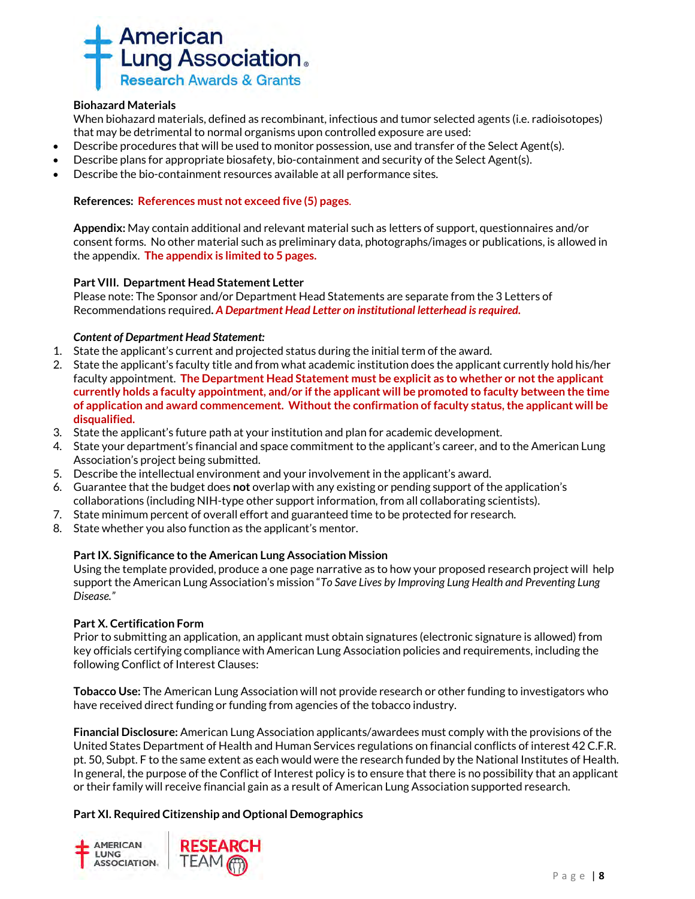**Biohazard Materials**

When biohazard materials, defined as recombinant, infectious and tumor selected agents (i.e. radioisotopes) that may be detrimental to normal organisms upon controlled exposure are used:

- Describe procedures that will be used to monitor possession, use and transfer of the Select Agent(s).
- Describe plans for appropriate biosafety, bio-containment and security of the Select Agent(s).
- Describe the bio-containment resources available at all performance sites.

**References: References must not exceed five (5) pages.**

**Appendix:** May contain additional and relevant material such as letters of support, questionnaires and/or consent forms. No other material such as preliminary data, photographs/images or publications, is allowed in the appendix. **The appendix is limited to 5 pages.**

**Part VIII. Department Head Statement Letter**

Please note: The Sponsor and/or Department Head Statements are separate from the 3 Letters of Recommendations required. ***A Department Head Letter on institutional letterhead is required.***

***Content of Department Head Statement:***

1. State the applicant's current and projected status during the initial term of the award.
2. State the applicant's faculty title and from what academic institution does the applicant currently hold his/her faculty appointment. **The Department Head Statement must be explicit as to whether or not the applicant currently holds a faculty appointment, and/or if the applicant will be promoted to faculty between the time of application and award commencement. Without the confirmation of faculty status, the applicant will be disqualified.**
3. State the applicant's future path at your institution and plan for academic development.
4. State your department's financial and space commitment to the applicant's career, and to the American Lung Association's project being submitted.
5. Describe the intellectual environment and your involvement in the applicant's award.
6. Guarantee that the budget does **not** overlap with any existing or pending support of the application's collaborations (including NIH-type other support information, from all collaborating scientists).
7. State minimum percent of overall effort and guaranteed time to be protected for research.
8. State whether you also function as the applicant's mentor.

**Part IX. Significance to the American Lung Association Mission**

Using the template provided, produce a one page narrative as to how your proposed research project will help support the American Lung Association's mission "*To Save Lives by Improving Lung Health and Preventing Lung Disease.*"

**Part X. Certification Form**

Prior to submitting an application, an applicant must obtain signatures (electronic signature is allowed) from key officials certifying compliance with American Lung Association policies and requirements, including the following Conflict of Interest Clauses:

**Tobacco Use:** The American Lung Association will not provide research or other funding to investigators who have received direct funding or funding from agencies of the tobacco industry.

**Financial Disclosure:** American Lung Association applicants/awardees must comply with the provisions of the United States Department of Health and Human Services regulations on financial conflicts of interest 42 C.F.R. pt. 50, Subpt. F to the same extent as each would were the research funded by the National Institutes of Health. In general, the purpose of the Conflict of Interest policy is to ensure that there is no possibility that an applicant or their family will receive financial gain as a result of American Lung Association supported research.

**Part XI. Required Citizenship and Optional Demographics**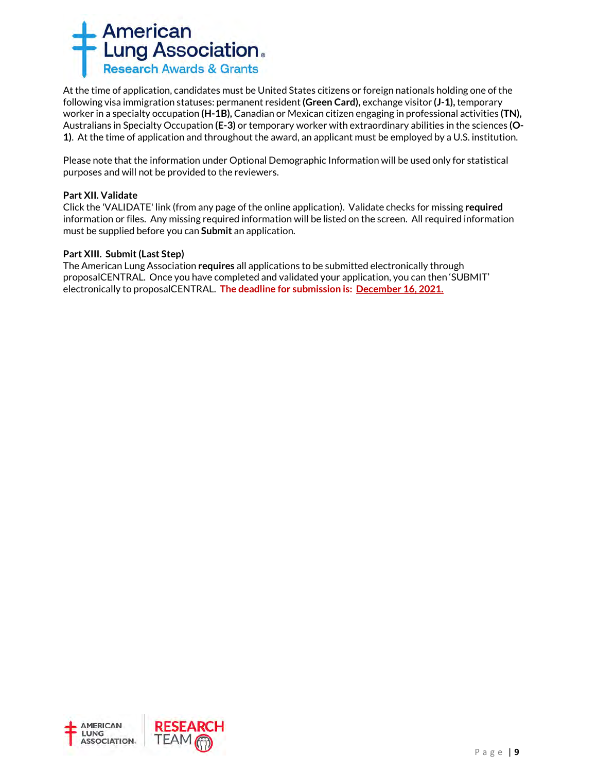At the time of application, candidates must be United States citizens or foreign nationals holding one of the following visa immigration statuses: permanent resident **(Green Card),** exchange visitor **(J-1),** temporary worker in a specialty occupation **(H-1B),** Canadian or Mexican citizen engaging in professional activities **(TN),** Australians in Specialty Occupation **(E-3)** or temporary worker with extraordinary abilities in the sciences **(O-1)**. At the time of application and throughout the award, an applicant must be employed by a U.S. institution.

Please note that the information under Optional Demographic Information will be used only for statistical purposes and will not be provided to the reviewers.

**Part XII. Validate**

Click the 'VALIDATE' link (from any page of the online application). Validate checks for missing **required** information or files. Any missing required information will be listed on the screen. All required information must be supplied before you can **Submit** an application.

**Part XIII. Submit (Last Step)**

The American Lung Association **requires** all applications to be submitted electronically through proposalCENTRAL. Once you have completed and validated your application, you can then 'SUBMIT' electronically to proposalCENTRAL. **The deadline for submission is: December 16, 2021.**